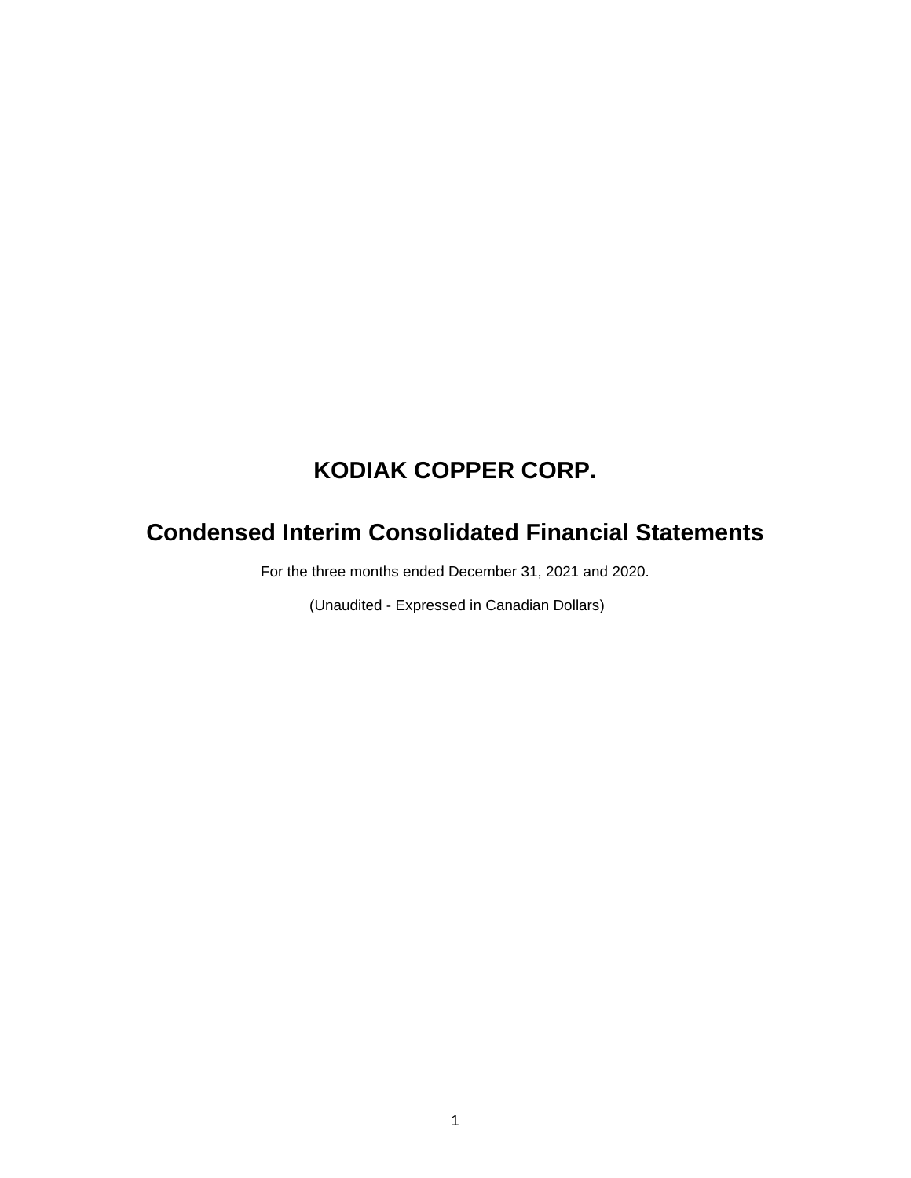# KODIAK COPPER CORP.

# Condensed Interim Consolidated Financial Statements

For the three months ended December 31, 2021 and 2020.

(Unaudited - Expressed in Canadian Dollars)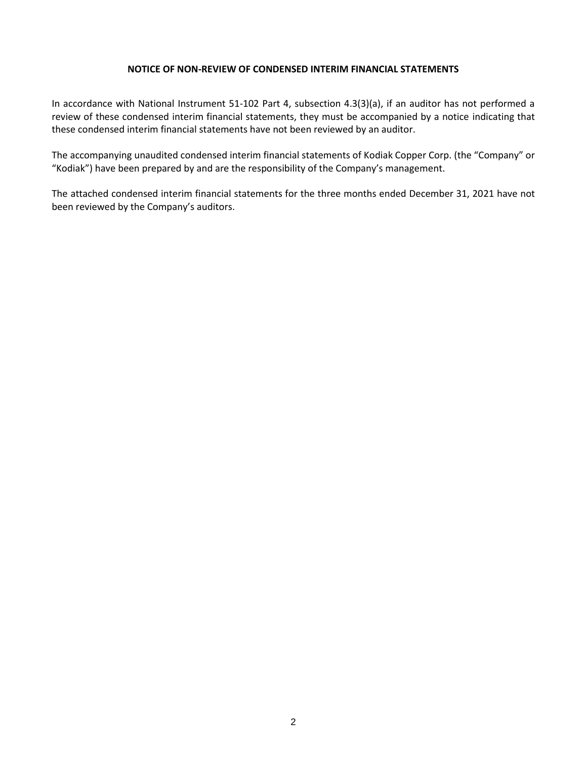**NOTICE OF NON-REVIEW OF CONDENSED INTERIM FINANCIAL STATEMENTS**

In accordance with National Instrument 51-102 Part 4, subsection 4.3(3)(a), if an auditor has not performed a review of these condensed interim financial statements, they must be accompanied by a notice indicating that these condensed interim financial statements have not been reviewed by an auditor.

The accompanying unaudited condensed interim financial statements of Kodiak Copper Corp. (the "Company" or "Kodiak") have been prepared by and are the responsibility of the Company's management.

The attached condensed interim financial statements for the three months ended December 31, 2021 have not been reviewed by the Company's auditors.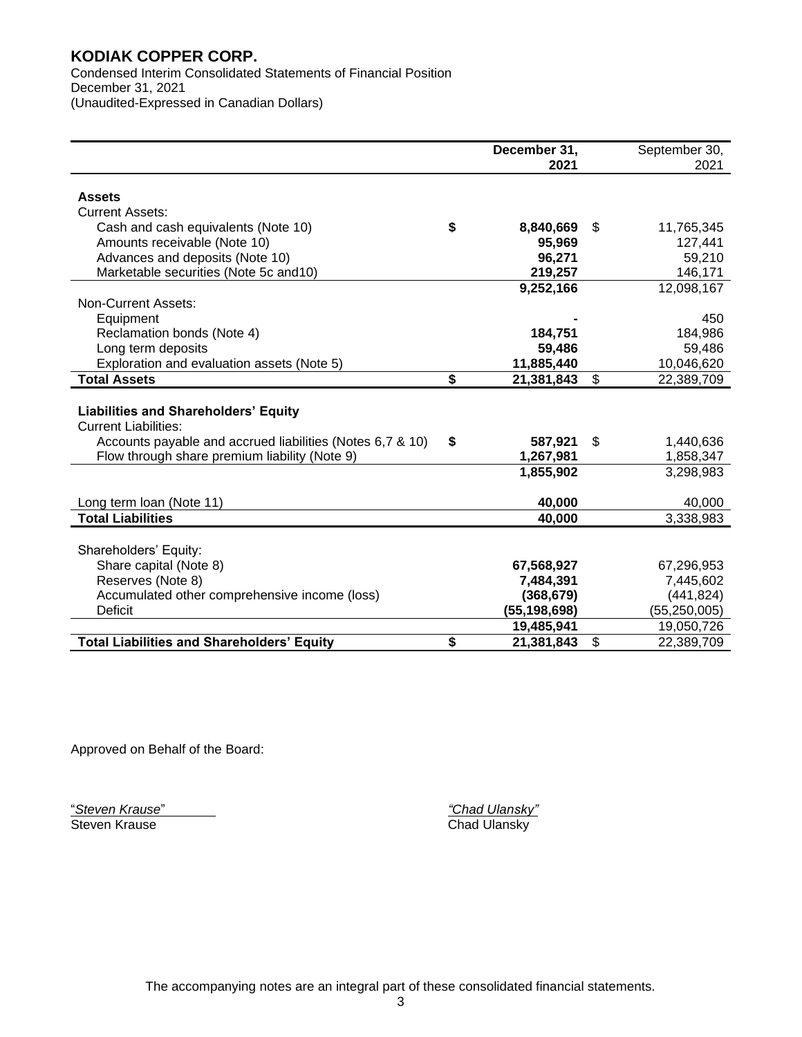**KODIAK COPPER CORP.**
Condensed Interim Consolidated Statements of Financial Position
December 31, 2021
(Unaudited-Expressed in Canadian Dollars)

| | | December 31, 2021 | | September 30, 2021 |
|---|---|---|---|---|
| **Assets** | | | | |
| Current Assets: | | | | |
| Cash and cash equivalents (Note 10) | **$** | **8,840,669** | $ | 11,765,345 |
| Amounts receivable (Note 10) | | **95,969** | | 127,441 |
| Advances and deposits (Note 10) | | **96,271** | | 59,210 |
| Marketable securities (Note 5c and10) | | **219,257** | | 146,171 |
| | | **9,252,166** | | 12,098,167 |
| Non-Current Assets: | | | | |
| Equipment | | **-** | | 450 |
| Reclamation bonds (Note 4) | | **184,751** | | 184,986 |
| Long term deposits | | **59,486** | | 59,486 |
| Exploration and evaluation assets (Note 5) | | **11,885,440** | | 10,046,620 |
| **Total Assets** | **$** | **21,381,843** | $ | 22,389,709 |
| | | | | |
| **Liabilities and Shareholders' Equity** | | | | |
| Current Liabilities: | | | | |
| Accounts payable and accrued liabilities (Notes 6,7 & 10) | **$** | **587,921** | $ | 1,440,636 |
| Flow through share premium liability (Note 9) | | **1,267,981** | | 1,858,347 |
| | | **1,855,902** | | 3,298,983 |
| | | | | |
| Long term loan (Note 11) | | **40,000** | | 40,000 |
| **Total Liabilities** | | **40,000** | | 3,338,983 |
| | | | | |
| Shareholders' Equity: | | | | |
| Share capital (Note 8) | | **67,568,927** | | 67,296,953 |
| Reserves (Note 8) | | **7,484,391** | | 7,445,602 |
| Accumulated other comprehensive income (loss) | | **(368,679)** | | (441,824) |
| Deficit | | **(55,198,698)** | | (55,250,005) |
| | | **19,485,941** | | 19,050,726 |
| **Total Liabilities and Shareholders' Equity** | **$** | **21,381,843** | $ | 22,389,709 |

Approved on Behalf of the Board:

"*Steven Krause*"
Steven Krause

*"Chad Ulansky"*
Chad Ulansky

The accompanying notes are an integral part of these consolidated financial statements.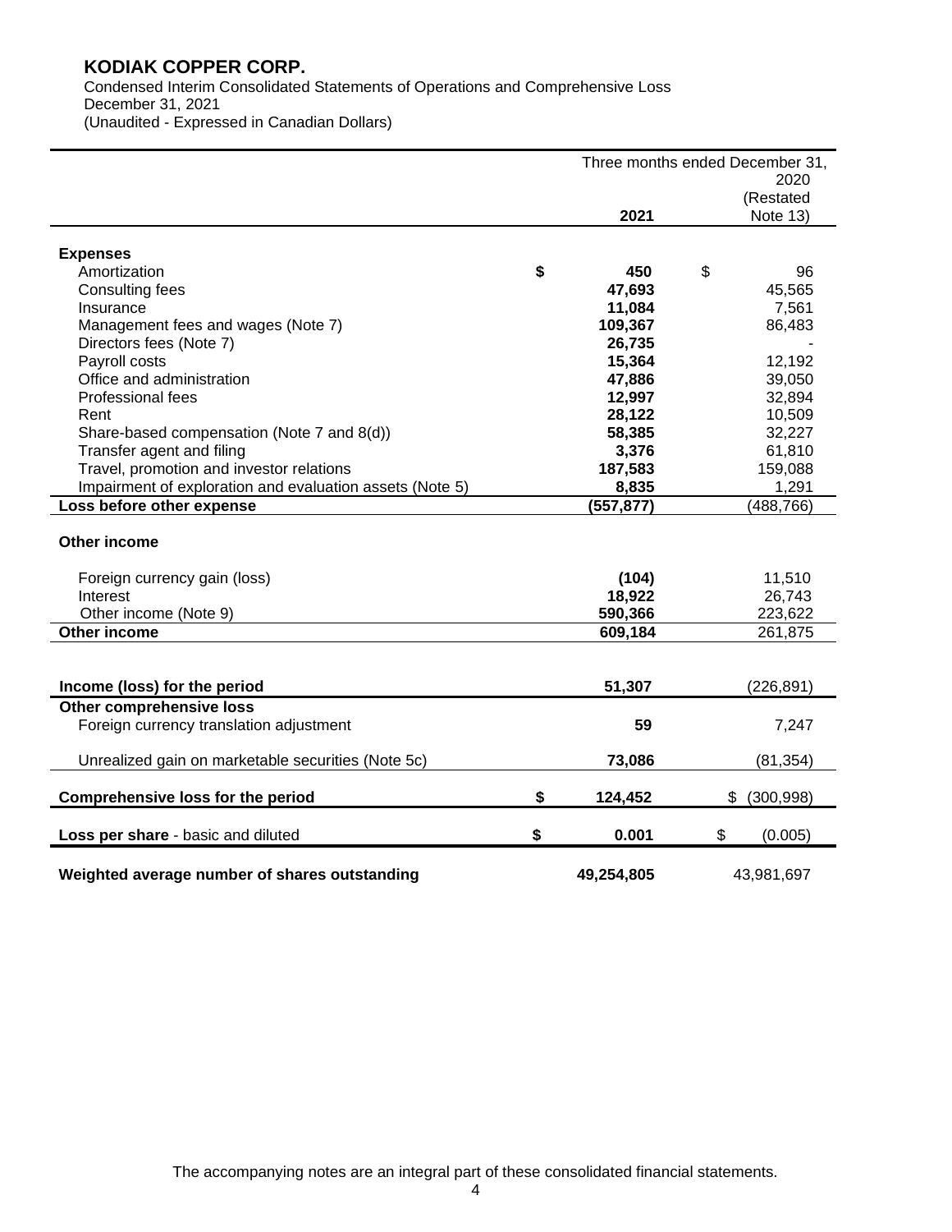# KODIAK COPPER CORP.

Condensed Interim Consolidated Statements of Operations and Comprehensive Loss
December 31, 2021
(Unaudited - Expressed in Canadian Dollars)

| | Three months ended December 31, 2021 | 2020 (Restated Note 13) |
|---|---|---|
| **Expenses** | | |
| Amortization | **$ 450** | $ 96 |
| Consulting fees | **47,693** | 45,565 |
| Insurance | **11,084** | 7,561 |
| Management fees and wages (Note 7) | **109,367** | 86,483 |
| Directors fees (Note 7) | **26,735** | - |
| Payroll costs | **15,364** | 12,192 |
| Office and administration | **47,886** | 39,050 |
| Professional fees | **12,997** | 32,894 |
| Rent | **28,122** | 10,509 |
| Share-based compensation (Note 7 and 8(d)) | **58,385** | 32,227 |
| Transfer agent and filing | **3,376** | 61,810 |
| Travel, promotion and investor relations | **187,583** | 159,088 |
| Impairment of exploration and evaluation assets (Note 5) | **8,835** | 1,291 |
| **Loss before other expense** | **(557,877)** | (488,766) |
| **Other income** | | |
| Foreign currency gain (loss) | **(104)** | 11,510 |
| Interest | **18,922** | 26,743 |
| Other income (Note 9) | **590,366** | 223,622 |
| **Other income** | **609,184** | 261,875 |
| **Income (loss) for the period** | **51,307** | (226,891) |
| **Other comprehensive loss** | | |
| Foreign currency translation adjustment | **59** | 7,247 |
| Unrealized gain on marketable securities (Note 5c) | **73,086** | (81,354) |
| **Comprehensive loss for the period** | **$ 124,452** | $ (300,998) |
| **Loss per share** - basic and diluted | **$ 0.001** | $ (0.005) |
| **Weighted average number of shares outstanding** | **49,254,805** | 43,981,697 |

The accompanying notes are an integral part of these consolidated financial statements.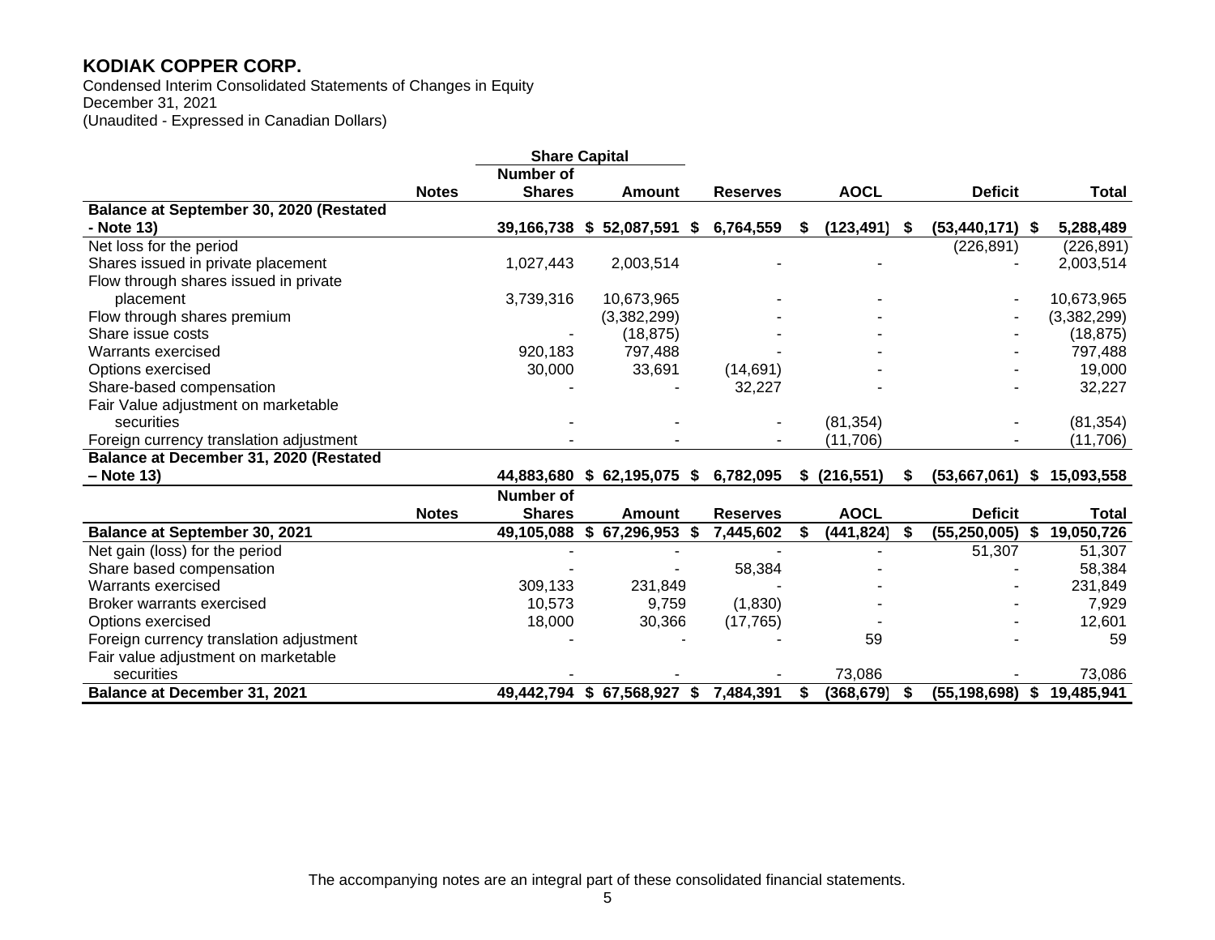# KODIAK COPPER CORP.

Condensed Interim Consolidated Statements of Changes in Equity
December 31, 2021
(Unaudited - Expressed in Canadian Dollars)

| | Notes | Share Capital | | | | | |
|---|---|---|---|---|---|---|---|
| | | Number of Shares | Amount | Reserves | AOCL | Deficit | Total |
| **Balance at September 30, 2020 (Restated - Note 13)** | | **39,166,738** | **$ 52,087,591** | **$ 6,764,559** | **$ (123,491)** | **$ (53,440,171)** | **$ 5,288,489** |
| Net loss for the period | | | | | | (226,891) | (226,891) |
| Shares issued in private placement | | 1,027,443 | 2,003,514 | - | - | - | 2,003,514 |
| Flow through shares issued in private placement | | 3,739,316 | 10,673,965 | - | - | - | 10,673,965 |
| Flow through shares premium | | | (3,382,299) | - | - | - | (3,382,299) |
| Share issue costs | | - | (18,875) | - | - | - | (18,875) |
| Warrants exercised | | 920,183 | 797,488 | - | - | - | 797,488 |
| Options exercised | | 30,000 | 33,691 | (14,691) | - | - | 19,000 |
| Share-based compensation | | - | - | 32,227 | - | - | 32,227 |
| Fair Value adjustment on marketable securities | | - | - | - | (81,354) | - | (81,354) |
| Foreign currency translation adjustment | | - | - | - | (11,706) | - | (11,706) |
| **Balance at December 31, 2020 (Restated – Note 13)** | | **44,883,680** | **$ 62,195,075** | **$ 6,782,095** | **$ (216,551)** | **$ (53,667,061)** | **$ 15,093,558** |
| | **Notes** | **Number of Shares** | **Amount** | **Reserves** | **AOCL** | **Deficit** | **Total** |
| **Balance at September 30, 2021** | | **49,105,088** | **$ 67,296,953** | **$ 7,445,602** | **$ (441,824)** | **$ (55,250,005)** | **$ 19,050,726** |
| Net gain (loss) for the period | | - | - | - | - | 51,307 | 51,307 |
| Share based compensation | | - | - | 58,384 | - | - | 58,384 |
| Warrants exercised | | 309,133 | 231,849 | - | - | - | 231,849 |
| Broker warrants exercised | | 10,573 | 9,759 | (1,830) | - | - | 7,929 |
| Options exercised | | 18,000 | 30,366 | (17,765) | - | - | 12,601 |
| Foreign currency translation adjustment | | - | - | - | 59 | - | 59 |
| Fair value adjustment on marketable securities | | - | - | - | 73,086 | - | 73,086 |
| **Balance at December 31, 2021** | | **49,442,794** | **$ 67,568,927** | **$ 7,484,391** | **$ (368,679)** | **$ (55,198,698)** | **$ 19,485,941** |

The accompanying notes are an integral part of these consolidated financial statements.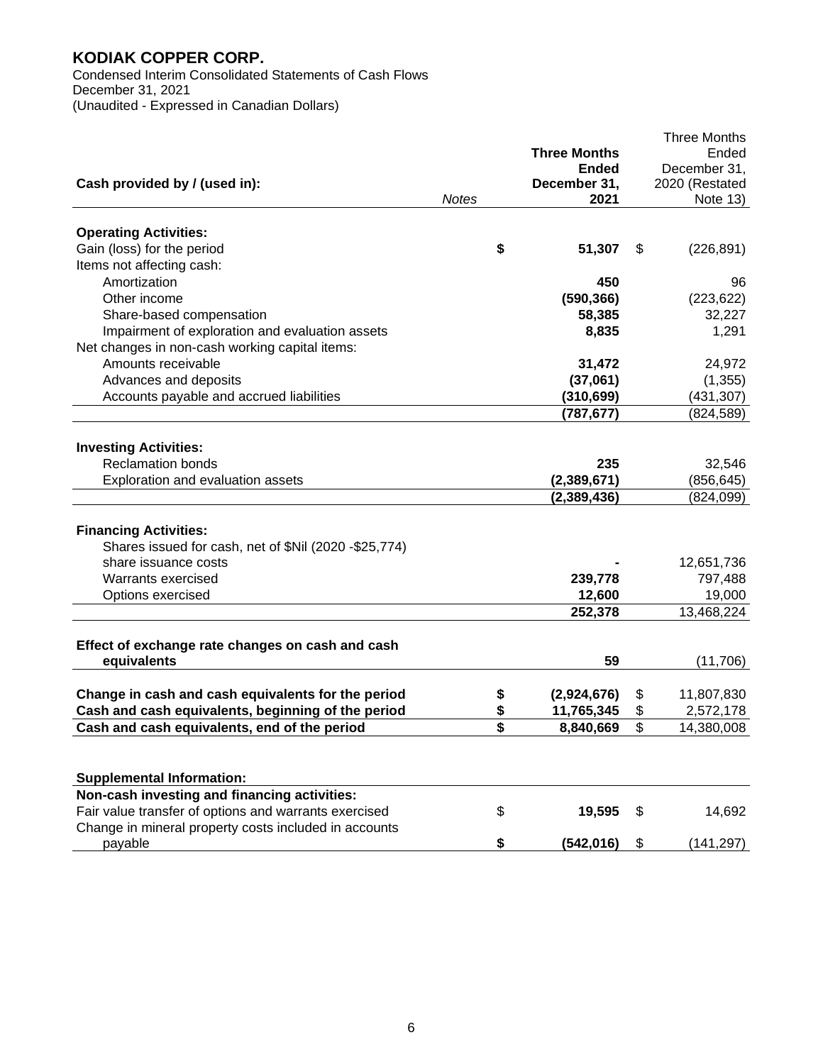**KODIAK COPPER CORP.**

Condensed Interim Consolidated Statements of Cash Flows
December 31, 2021
(Unaudited - Expressed in Canadian Dollars)

| Cash provided by / (used in): | *Notes* | | **Three Months Ended December 31, 2021** | | Three Months Ended December 31, 2020 (Restated Note 13) |
|---|---|---|---|---|---|
| **Operating Activities:** | | | | | |
| Gain (loss) for the period | | **$** | **51,307** | $ | (226,891) |
| Items not affecting cash: | | | | | |
| Amortization | | | **450** | | 96 |
| Other income | | | **(590,366)** | | (223,622) |
| Share-based compensation | | | **58,385** | | 32,227 |
| Impairment of exploration and evaluation assets | | | **8,835** | | 1,291 |
| Net changes in non-cash working capital items: | | | | | |
| Amounts receivable | | | **31,472** | | 24,972 |
| Advances and deposits | | | **(37,061)** | | (1,355) |
| Accounts payable and accrued liabilities | | | **(310,699)** | | (431,307) |
| | | | **(787,677)** | | (824,589) |
| **Investing Activities:** | | | | | |
| Reclamation bonds | | | **235** | | 32,546 |
| Exploration and evaluation assets | | | **(2,389,671)** | | (856,645) |
| | | | **(2,389,436)** | | (824,099) |
| **Financing Activities:** | | | | | |
| Shares issued for cash, net of $Nil (2020 -$25,774) share issuance costs | | | **-** | | 12,651,736 |
| Warrants exercised | | | **239,778** | | 797,488 |
| Options exercised | | | **12,600** | | 19,000 |
| | | | **252,378** | | 13,468,224 |
| **Effect of exchange rate changes on cash and cash equivalents** | | | **59** | | (11,706) |
| **Change in cash and cash equivalents for the period** | | **$** | **(2,924,676)** | $ | 11,807,830 |
| **Cash and cash equivalents, beginning of the period** | | **$** | **11,765,345** | $ | 2,572,178 |
| **Cash and cash equivalents, end of the period** | | **$** | **8,840,669** | $ | 14,380,008 |

| **Supplemental Information:** | | | | |
|---|---|---|---|---|
| **Non-cash investing and financing activities:** | | | | |
| Fair value transfer of options and warrants exercised | $ | **19,595** | $ | 14,692 |
| Change in mineral property costs included in accounts payable | **$** | **(542,016)** | $ | (141,297) |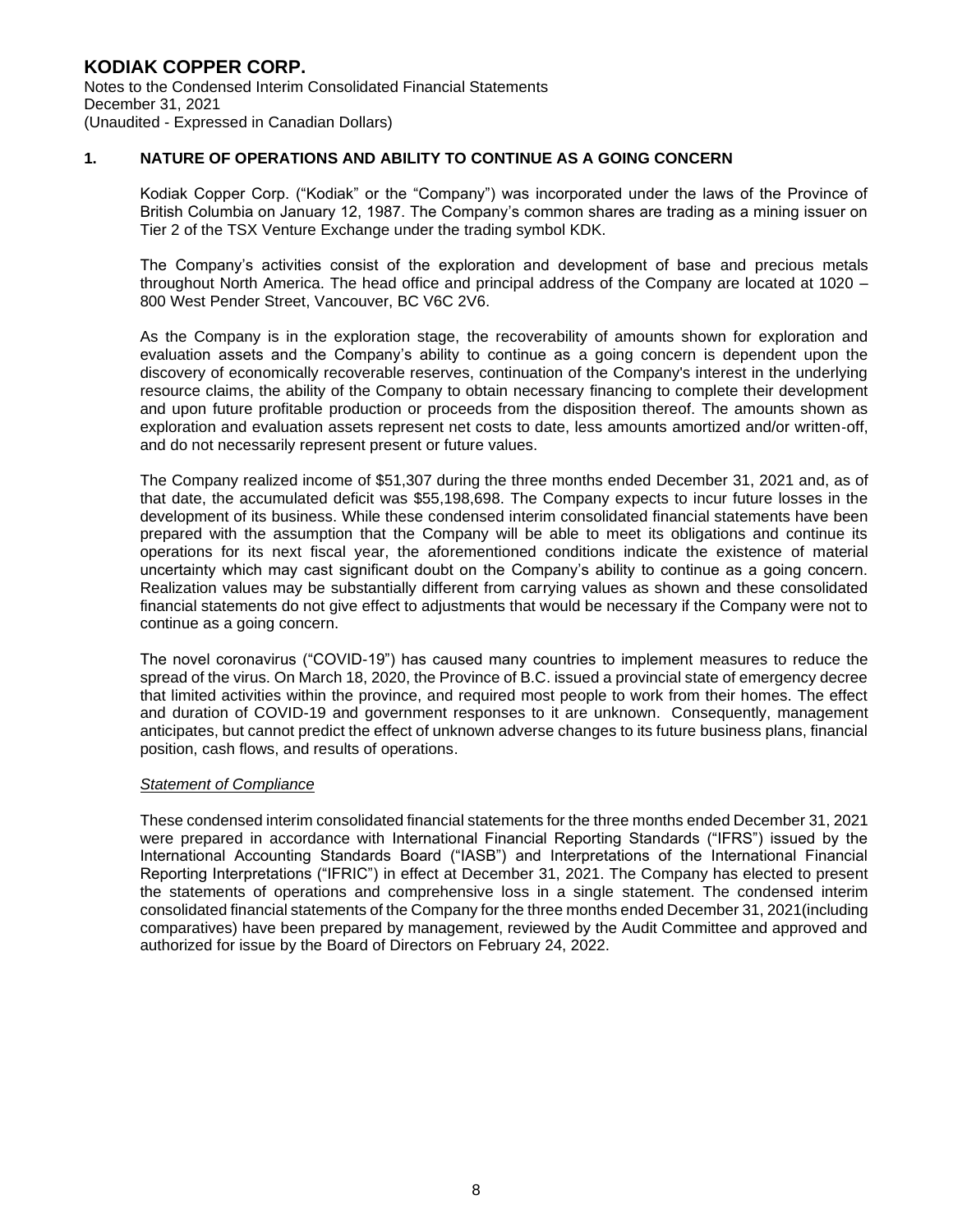# KODIAK COPPER CORP.

Notes to the Condensed Interim Consolidated Financial Statements
December 31, 2021
(Unaudited - Expressed in Canadian Dollars)

## 1. NATURE OF OPERATIONS AND ABILITY TO CONTINUE AS A GOING CONCERN

Kodiak Copper Corp. ("Kodiak" or the "Company") was incorporated under the laws of the Province of British Columbia on January 12, 1987. The Company's common shares are trading as a mining issuer on Tier 2 of the TSX Venture Exchange under the trading symbol KDK.

The Company's activities consist of the exploration and development of base and precious metals throughout North America. The head office and principal address of the Company are located at 1020 – 800 West Pender Street, Vancouver, BC V6C 2V6.

As the Company is in the exploration stage, the recoverability of amounts shown for exploration and evaluation assets and the Company's ability to continue as a going concern is dependent upon the discovery of economically recoverable reserves, continuation of the Company's interest in the underlying resource claims, the ability of the Company to obtain necessary financing to complete their development and upon future profitable production or proceeds from the disposition thereof. The amounts shown as exploration and evaluation assets represent net costs to date, less amounts amortized and/or written-off, and do not necessarily represent present or future values.

The Company realized income of $51,307 during the three months ended December 31, 2021 and, as of that date, the accumulated deficit was $55,198,698. The Company expects to incur future losses in the development of its business. While these condensed interim consolidated financial statements have been prepared with the assumption that the Company will be able to meet its obligations and continue its operations for its next fiscal year, the aforementioned conditions indicate the existence of material uncertainty which may cast significant doubt on the Company's ability to continue as a going concern. Realization values may be substantially different from carrying values as shown and these consolidated financial statements do not give effect to adjustments that would be necessary if the Company were not to continue as a going concern.

The novel coronavirus ("COVID-19") has caused many countries to implement measures to reduce the spread of the virus. On March 18, 2020, the Province of B.C. issued a provincial state of emergency decree that limited activities within the province, and required most people to work from their homes. The effect and duration of COVID-19 and government responses to it are unknown. Consequently, management anticipates, but cannot predict the effect of unknown adverse changes to its future business plans, financial position, cash flows, and results of operations.

*Statement of Compliance*

These condensed interim consolidated financial statements for the three months ended December 31, 2021 were prepared in accordance with International Financial Reporting Standards ("IFRS") issued by the International Accounting Standards Board ("IASB") and Interpretations of the International Financial Reporting Interpretations ("IFRIC") in effect at December 31, 2021. The Company has elected to present the statements of operations and comprehensive loss in a single statement. The condensed interim consolidated financial statements of the Company for the three months ended December 31, 2021(including comparatives) have been prepared by management, reviewed by the Audit Committee and approved and authorized for issue by the Board of Directors on February 24, 2022.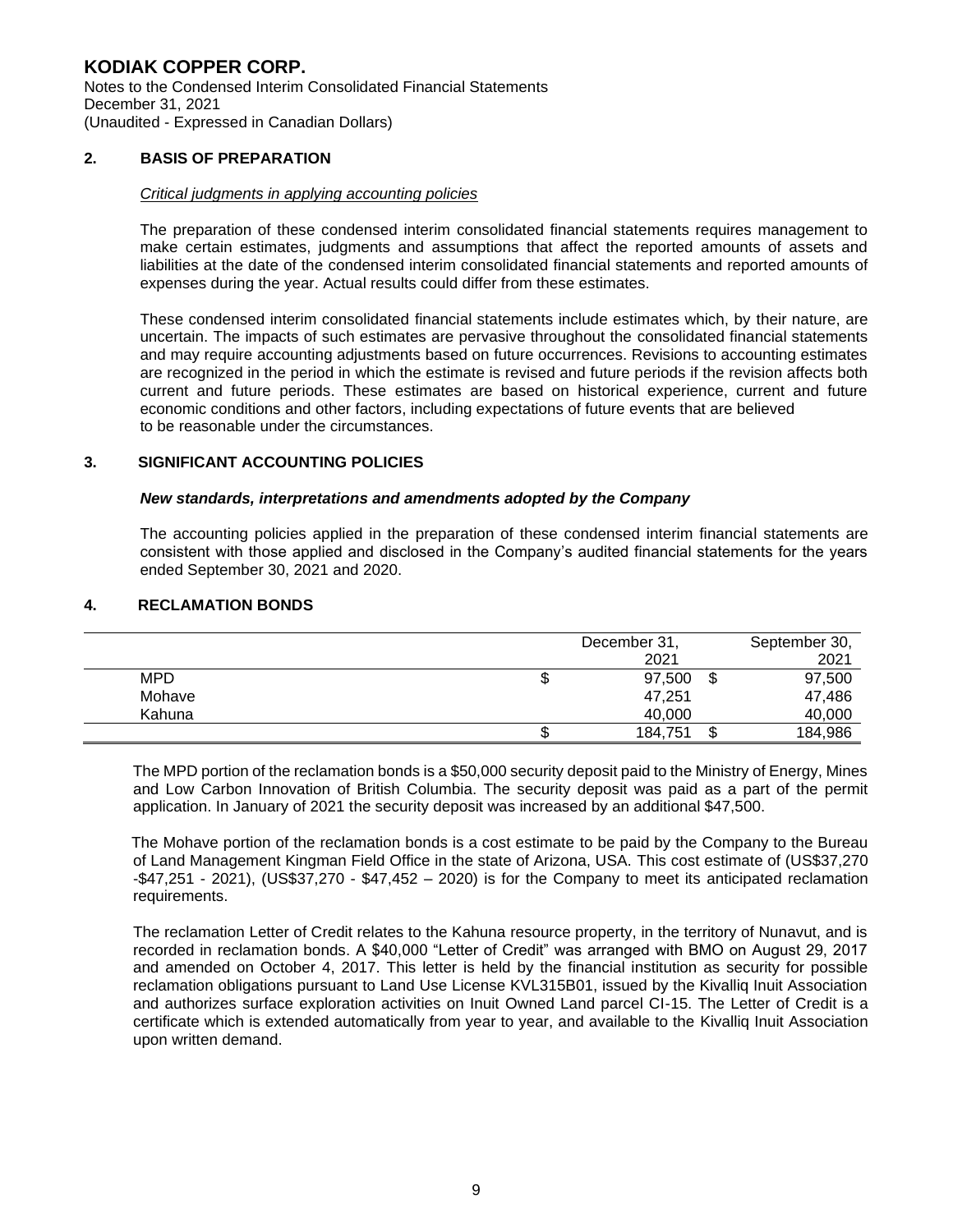# KODIAK COPPER CORP.

Notes to the Condensed Interim Consolidated Financial Statements
December 31, 2021
(Unaudited - Expressed in Canadian Dollars)

## 2. BASIS OF PREPARATION

*Critical judgments in applying accounting policies*

The preparation of these condensed interim consolidated financial statements requires management to make certain estimates, judgments and assumptions that affect the reported amounts of assets and liabilities at the date of the condensed interim consolidated financial statements and reported amounts of expenses during the year. Actual results could differ from these estimates.

These condensed interim consolidated financial statements include estimates which, by their nature, are uncertain. The impacts of such estimates are pervasive throughout the consolidated financial statements and may require accounting adjustments based on future occurrences. Revisions to accounting estimates are recognized in the period in which the estimate is revised and future periods if the revision affects both current and future periods. These estimates are based on historical experience, current and future economic conditions and other factors, including expectations of future events that are believed to be reasonable under the circumstances.

## 3. SIGNIFICANT ACCOUNTING POLICIES

***New standards, interpretations and amendments adopted by the Company***

The accounting policies applied in the preparation of these condensed interim financial statements are consistent with those applied and disclosed in the Company's audited financial statements for the years ended September 30, 2021 and 2020.

## 4. RECLAMATION BONDS

| | December 31, 2021 | September 30, 2021 |
|---|---|---|
| MPD | $ 97,500 | $ 97,500 |
| Mohave | 47,251 | 47,486 |
| Kahuna | 40,000 | 40,000 |
| | $ 184,751 | $ 184,986 |

The MPD portion of the reclamation bonds is a $50,000 security deposit paid to the Ministry of Energy, Mines and Low Carbon Innovation of British Columbia. The security deposit was paid as a part of the permit application. In January of 2021 the security deposit was increased by an additional $47,500.

The Mohave portion of the reclamation bonds is a cost estimate to be paid by the Company to the Bureau of Land Management Kingman Field Office in the state of Arizona, USA. This cost estimate of (US$37,270 -$47,251 - 2021), (US$37,270 - $47,452 – 2020) is for the Company to meet its anticipated reclamation requirements.

The reclamation Letter of Credit relates to the Kahuna resource property, in the territory of Nunavut, and is recorded in reclamation bonds. A $40,000 "Letter of Credit" was arranged with BMO on August 29, 2017 and amended on October 4, 2017. This letter is held by the financial institution as security for possible reclamation obligations pursuant to Land Use License KVL315B01, issued by the Kivalliq Inuit Association and authorizes surface exploration activities on Inuit Owned Land parcel CI-15. The Letter of Credit is a certificate which is extended automatically from year to year, and available to the Kivalliq Inuit Association upon written demand.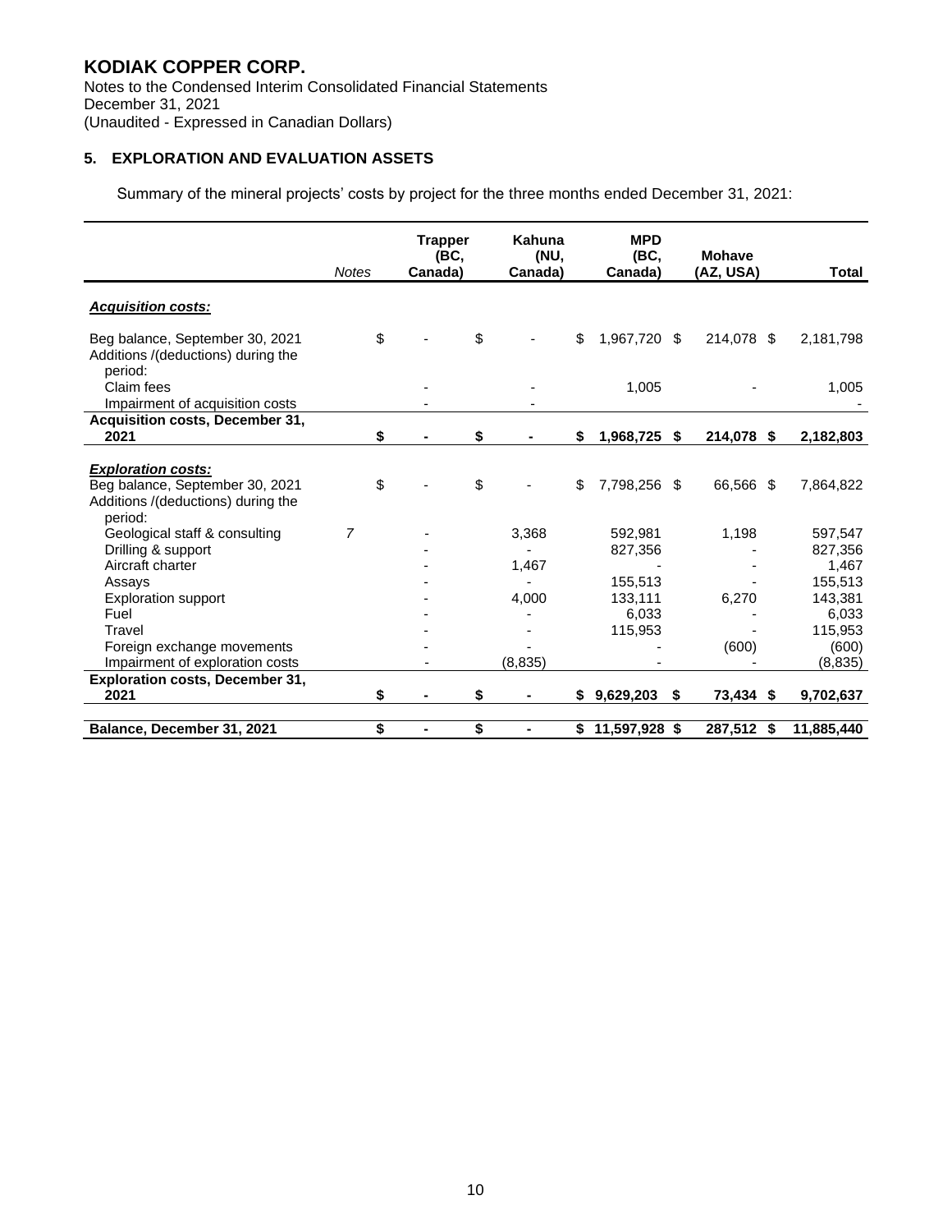# KODIAK COPPER CORP.

Notes to the Condensed Interim Consolidated Financial Statements
December 31, 2021
(Unaudited - Expressed in Canadian Dollars)

## 5. EXPLORATION AND EVALUATION ASSETS

Summary of the mineral projects' costs by project for the three months ended December 31, 2021:

| | Notes | Trapper (BC, Canada) | Kahuna (NU, Canada) | MPD (BC, Canada) | Mohave (AZ, USA) | Total |
|---|---|---|---|---|---|---|
| ***Acquisition costs:*** | | | | | | |
| Beg balance, September 30, 2021 | | $ - | $ - | $ 1,967,720 | $ 214,078 | $ 2,181,798 |
| Additions /(deductions) during the period: | | | | | | |
| Claim fees | | - | - | 1,005 | - | 1,005 |
| Impairment of acquisition costs | | - | - | | | - |
| **Acquisition costs, December 31, 2021** | | **$ -** | **$ -** | **$ 1,968,725** | **$ 214,078** | **$ 2,182,803** |
| ***Exploration costs:*** | | | | | | |
| Beg balance, September 30, 2021 | | $ - | $ - | $ 7,798,256 | $ 66,566 | $ 7,864,822 |
| Additions /(deductions) during the period: | | | | | | |
| Geological staff & consulting | 7 | - | 3,368 | 592,981 | 1,198 | 597,547 |
| Drilling & support | | - | - | 827,356 | - | 827,356 |
| Aircraft charter | | - | 1,467 | - | - | 1,467 |
| Assays | | - | - | 155,513 | - | 155,513 |
| Exploration support | | - | 4,000 | 133,111 | 6,270 | 143,381 |
| Fuel | | - | - | 6,033 | - | 6,033 |
| Travel | | - | - | 115,953 | - | 115,953 |
| Foreign exchange movements | | - | - | - | (600) | (600) |
| Impairment of exploration costs | | - | (8,835) | - | - | (8,835) |
| **Exploration costs, December 31, 2021** | | **$ -** | **$ -** | **$ 9,629,203** | **$ 73,434** | **$ 9,702,637** |
| **Balance, December 31, 2021** | | **$ -** | **$ -** | **$ 11,597,928** | **$ 287,512** | **$ 11,885,440** |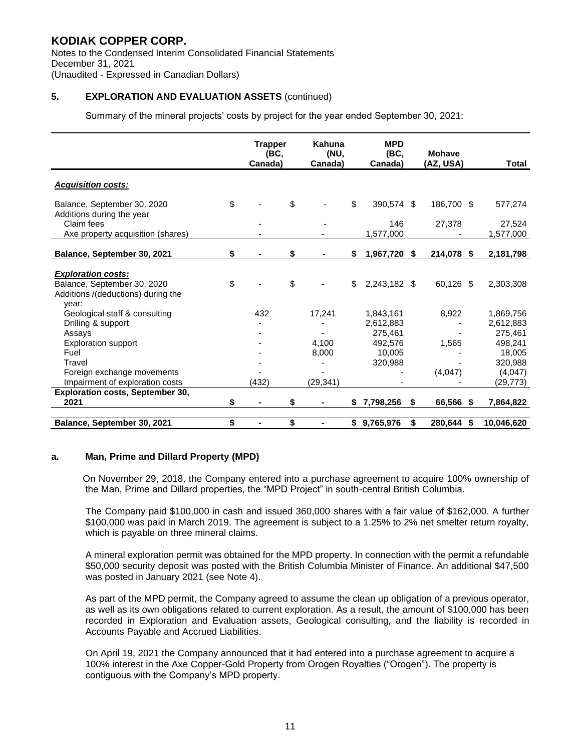# KODIAK COPPER CORP.

Notes to the Condensed Interim Consolidated Financial Statements
December 31, 2021
(Unaudited - Expressed in Canadian Dollars)

## 5. EXPLORATION AND EVALUATION ASSETS (continued)

Summary of the mineral projects' costs by project for the year ended September 30, 2021:

| | Trapper (BC, Canada) | Kahuna (NU, Canada) | MPD (BC, Canada) | Mohave (AZ, USA) | Total |
|---|---|---|---|---|---|
| ***Acquisition costs:*** | | | | | |
| Balance, September 30, 2020 | $ - | $ - | $ 390,574 | $ 186,700 | $ 577,274 |
| Additions during the year | | | | | |
| Claim fees | - | - | 146 | 27,378 | 27,524 |
| Axe property acquisition (shares) | - | - | 1,577,000 | - | 1,577,000 |
| **Balance, September 30, 2021** | **$ -** | **$ -** | **$ 1,967,720** | **$ 214,078** | **$ 2,181,798** |
| ***Exploration costs:*** | | | | | |
| Balance, September 30, 2020 | $ - | $ - | $ 2,243,182 | $ 60,126 | $ 2,303,308 |
| Additions /(deductions) during the year: | | | | | |
| Geological staff & consulting | 432 | 17,241 | 1,843,161 | 8,922 | 1,869,756 |
| Drilling & support | - | - | 2,612,883 | - | 2,612,883 |
| Assays | - | - | 275,461 | - | 275,461 |
| Exploration support | - | 4,100 | 492,576 | 1,565 | 498,241 |
| Fuel | - | 8,000 | 10,005 | - | 18,005 |
| Travel | - | - | 320,988 | - | 320,988 |
| Foreign exchange movements | - | - | - | (4,047) | (4,047) |
| Impairment of exploration costs | (432) | (29,341) | - | - | (29,773) |
| **Exploration costs, September 30, 2021** | **$ -** | **$ -** | **$ 7,798,256** | **$ 66,566** | **$ 7,864,822** |
| **Balance, September 30, 2021** | **$ -** | **$ -** | **$ 9,765,976** | **$ 280,644** | **$ 10,046,620** |

### a. Man, Prime and Dillard Property (MPD)

On November 29, 2018, the Company entered into a purchase agreement to acquire 100% ownership of the Man, Prime and Dillard properties, the "MPD Project" in south-central British Columbia.

The Company paid $100,000 in cash and issued 360,000 shares with a fair value of $162,000. A further $100,000 was paid in March 2019. The agreement is subject to a 1.25% to 2% net smelter return royalty, which is payable on three mineral claims.

A mineral exploration permit was obtained for the MPD property. In connection with the permit a refundable $50,000 security deposit was posted with the British Columbia Minister of Finance. An additional $47,500 was posted in January 2021 (see Note 4).

As part of the MPD permit, the Company agreed to assume the clean up obligation of a previous operator, as well as its own obligations related to current exploration. As a result, the amount of $100,000 has been recorded in Exploration and Evaluation assets, Geological consulting, and the liability is recorded in Accounts Payable and Accrued Liabilities.

On April 19, 2021 the Company announced that it had entered into a purchase agreement to acquire a 100% interest in the Axe Copper-Gold Property from Orogen Royalties ("Orogen"). The property is contiguous with the Company's MPD property.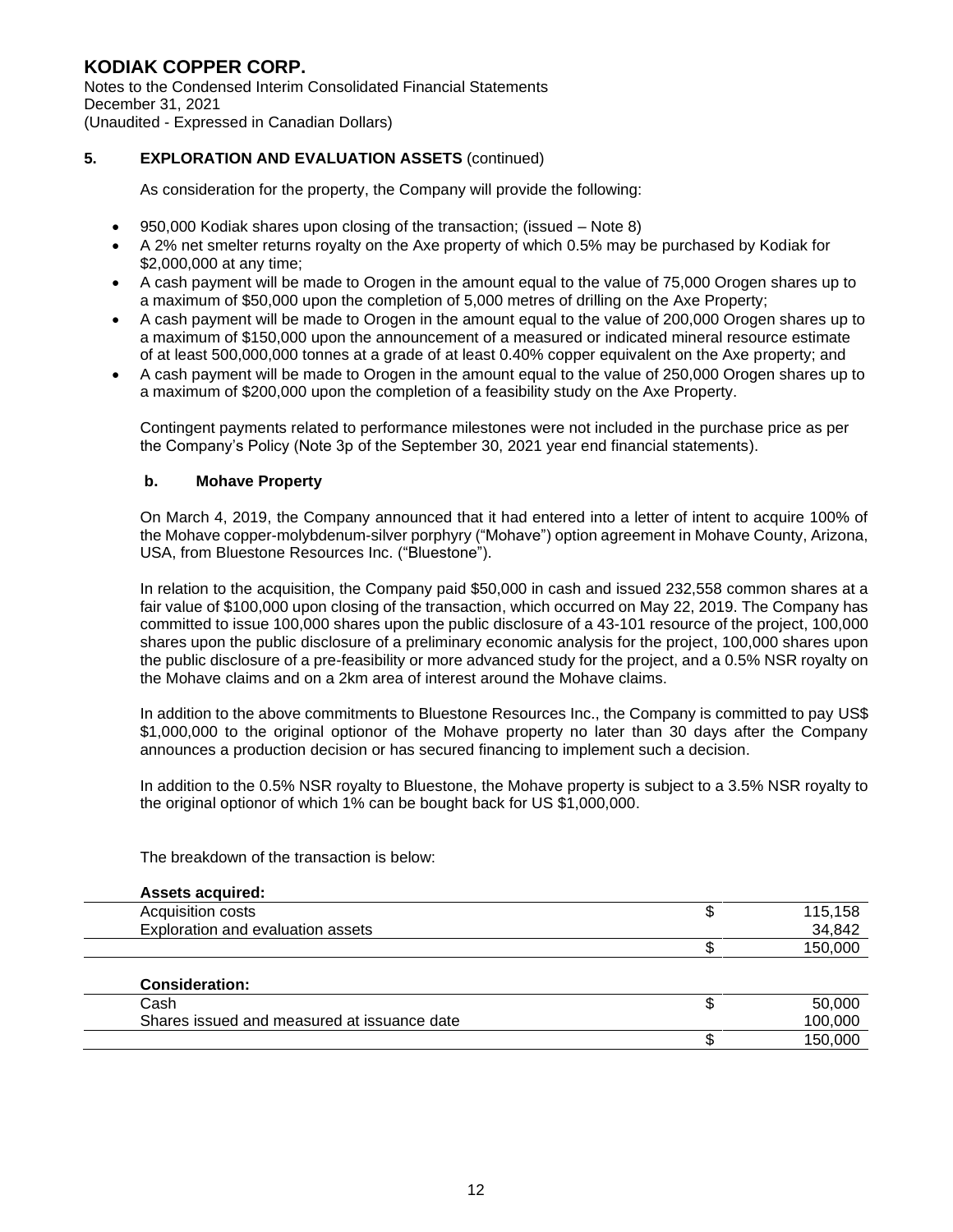## 5. EXPLORATION AND EVALUATION ASSETS (continued)

As consideration for the property, the Company will provide the following:

- 950,000 Kodiak shares upon closing of the transaction; (issued – Note 8)
- A 2% net smelter returns royalty on the Axe property of which 0.5% may be purchased by Kodiak for \$2,000,000 at any time;
- A cash payment will be made to Orogen in the amount equal to the value of 75,000 Orogen shares up to a maximum of \$50,000 upon the completion of 5,000 metres of drilling on the Axe Property;
- A cash payment will be made to Orogen in the amount equal to the value of 200,000 Orogen shares up to a maximum of \$150,000 upon the announcement of a measured or indicated mineral resource estimate of at least 500,000,000 tonnes at a grade of at least 0.40% copper equivalent on the Axe property; and
- A cash payment will be made to Orogen in the amount equal to the value of 250,000 Orogen shares up to a maximum of \$200,000 upon the completion of a feasibility study on the Axe Property.

Contingent payments related to performance milestones were not included in the purchase price as per the Company's Policy (Note 3p of the September 30, 2021 year end financial statements).

### b. Mohave Property

On March 4, 2019, the Company announced that it had entered into a letter of intent to acquire 100% of the Mohave copper-molybdenum-silver porphyry ("Mohave") option agreement in Mohave County, Arizona, USA, from Bluestone Resources Inc. ("Bluestone").

In relation to the acquisition, the Company paid \$50,000 in cash and issued 232,558 common shares at a fair value of \$100,000 upon closing of the transaction, which occurred on May 22, 2019. The Company has committed to issue 100,000 shares upon the public disclosure of a 43-101 resource of the project, 100,000 shares upon the public disclosure of a preliminary economic analysis for the project, 100,000 shares upon the public disclosure of a pre-feasibility or more advanced study for the project, and a 0.5% NSR royalty on the Mohave claims and on a 2km area of interest around the Mohave claims.

In addition to the above commitments to Bluestone Resources Inc., the Company is committed to pay US\$ \$1,000,000 to the original optionor of the Mohave property no later than 30 days after the Company announces a production decision or has secured financing to implement such a decision.

In addition to the 0.5% NSR royalty to Bluestone, the Mohave property is subject to a 3.5% NSR royalty to the original optionor of which 1% can be bought back for US \$1,000,000.

The breakdown of the transaction is below:

| **Assets acquired:** | | |
|---|---|---|
| Acquisition costs | \$ | 115,158 |
| Exploration and evaluation assets | | 34,842 |
| | \$ | 150,000 |

| **Consideration:** | | |
|---|---|---|
| Cash | \$ | 50,000 |
| Shares issued and measured at issuance date | | 100,000 |
| | \$ | 150,000 |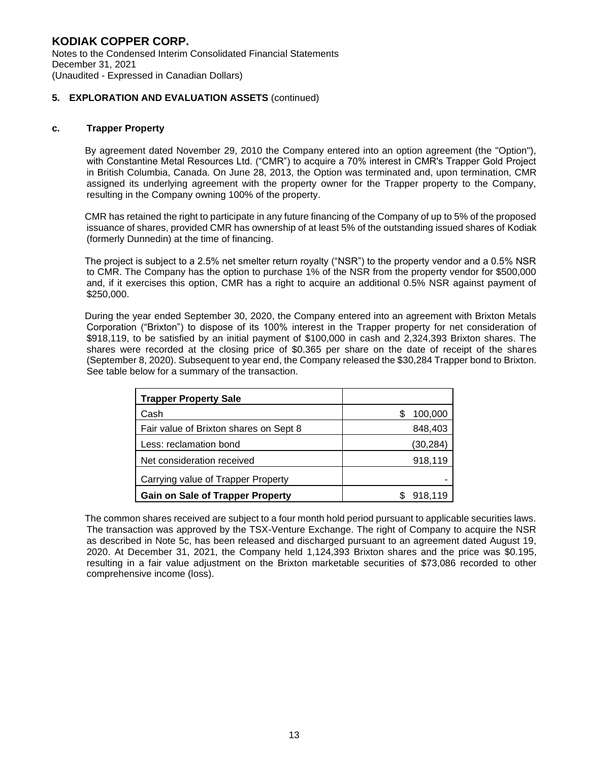# KODIAK COPPER CORP.

Notes to the Condensed Interim Consolidated Financial Statements
December 31, 2021
(Unaudited - Expressed in Canadian Dollars)

## 5. EXPLORATION AND EVALUATION ASSETS (continued)

### c. Trapper Property

By agreement dated November 29, 2010 the Company entered into an option agreement (the "Option"), with Constantine Metal Resources Ltd. ("CMR") to acquire a 70% interest in CMR's Trapper Gold Project in British Columbia, Canada. On June 28, 2013, the Option was terminated and, upon termination, CMR assigned its underlying agreement with the property owner for the Trapper property to the Company, resulting in the Company owning 100% of the property.

CMR has retained the right to participate in any future financing of the Company of up to 5% of the proposed issuance of shares, provided CMR has ownership of at least 5% of the outstanding issued shares of Kodiak (formerly Dunnedin) at the time of financing.

The project is subject to a 2.5% net smelter return royalty ("NSR") to the property vendor and a 0.5% NSR to CMR. The Company has the option to purchase 1% of the NSR from the property vendor for $500,000 and, if it exercises this option, CMR has a right to acquire an additional 0.5% NSR against payment of $250,000.

During the year ended September 30, 2020, the Company entered into an agreement with Brixton Metals Corporation ("Brixton") to dispose of its 100% interest in the Trapper property for net consideration of $918,119, to be satisfied by an initial payment of $100,000 in cash and 2,324,393 Brixton shares. The shares were recorded at the closing price of $0.365 per share on the date of receipt of the shares (September 8, 2020). Subsequent to year end, the Company released the $30,284 Trapper bond to Brixton. See table below for a summary of the transaction.

| **Trapper Property Sale** | |
|---|---|
| Cash | $ 100,000 |
| Fair value of Brixton shares on Sept 8 | 848,403 |
| Less: reclamation bond | (30,284) |
| Net consideration received | 918,119 |
| Carrying value of Trapper Property | - |
| **Gain on Sale of Trapper Property** | $ 918,119 |

The common shares received are subject to a four month hold period pursuant to applicable securities laws. The transaction was approved by the TSX-Venture Exchange. The right of Company to acquire the NSR as described in Note 5c, has been released and discharged pursuant to an agreement dated August 19, 2020. At December 31, 2021, the Company held 1,124,393 Brixton shares and the price was $0.195, resulting in a fair value adjustment on the Brixton marketable securities of $73,086 recorded to other comprehensive income (loss).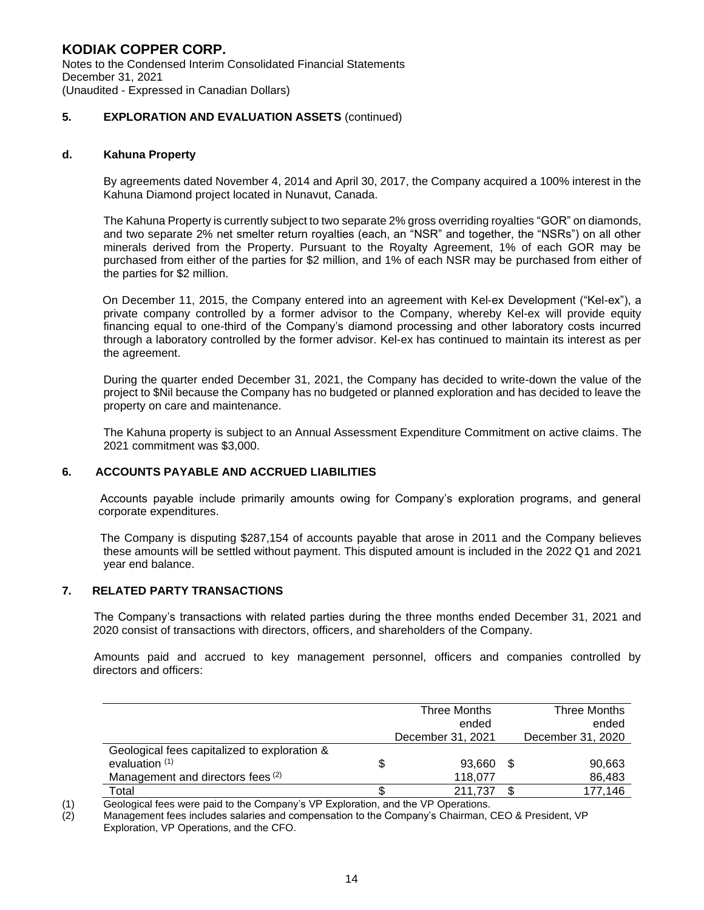**KODIAK COPPER CORP.**
Notes to the Condensed Interim Consolidated Financial Statements
December 31, 2021
(Unaudited - Expressed in Canadian Dollars)

## 5. EXPLORATION AND EVALUATION ASSETS (continued)

### d. Kahuna Property

By agreements dated November 4, 2014 and April 30, 2017, the Company acquired a 100% interest in the Kahuna Diamond project located in Nunavut, Canada.

The Kahuna Property is currently subject to two separate 2% gross overriding royalties "GOR" on diamonds, and two separate 2% net smelter return royalties (each, an "NSR" and together, the "NSRs") on all other minerals derived from the Property. Pursuant to the Royalty Agreement, 1% of each GOR may be purchased from either of the parties for $2 million, and 1% of each NSR may be purchased from either of the parties for $2 million.

On December 11, 2015, the Company entered into an agreement with Kel-ex Development ("Kel-ex"), a private company controlled by a former advisor to the Company, whereby Kel-ex will provide equity financing equal to one-third of the Company's diamond processing and other laboratory costs incurred through a laboratory controlled by the former advisor. Kel-ex has continued to maintain its interest as per the agreement.

During the quarter ended December 31, 2021, the Company has decided to write-down the value of the project to $Nil because the Company has no budgeted or planned exploration and has decided to leave the property on care and maintenance.

The Kahuna property is subject to an Annual Assessment Expenditure Commitment on active claims. The 2021 commitment was $3,000.

## 6. ACCOUNTS PAYABLE AND ACCRUED LIABILITIES

Accounts payable include primarily amounts owing for Company's exploration programs, and general corporate expenditures.

The Company is disputing $287,154 of accounts payable that arose in 2011 and the Company believes these amounts will be settled without payment. This disputed amount is included in the 2022 Q1 and 2021 year end balance.

## 7. RELATED PARTY TRANSACTIONS

The Company's transactions with related parties during the three months ended December 31, 2021 and 2020 consist of transactions with directors, officers, and shareholders of the Company.

Amounts paid and accrued to key management personnel, officers and companies controlled by directors and officers:

| | Three Months ended December 31, 2021 | Three Months ended December 31, 2020 |
|---|---|---|
| Geological fees capitalized to exploration & evaluation [(1)] | $ 93,660 | $ 90,663 |
| Management and directors fees [(2)] | 118,077 | 86,483 |
| Total | $ 211,737 | $ 177,146 |

(1) Geological fees were paid to the Company's VP Exploration, and the VP Operations.
(2) Management fees includes salaries and compensation to the Company's Chairman, CEO & President, VP Exploration, VP Operations, and the CFO.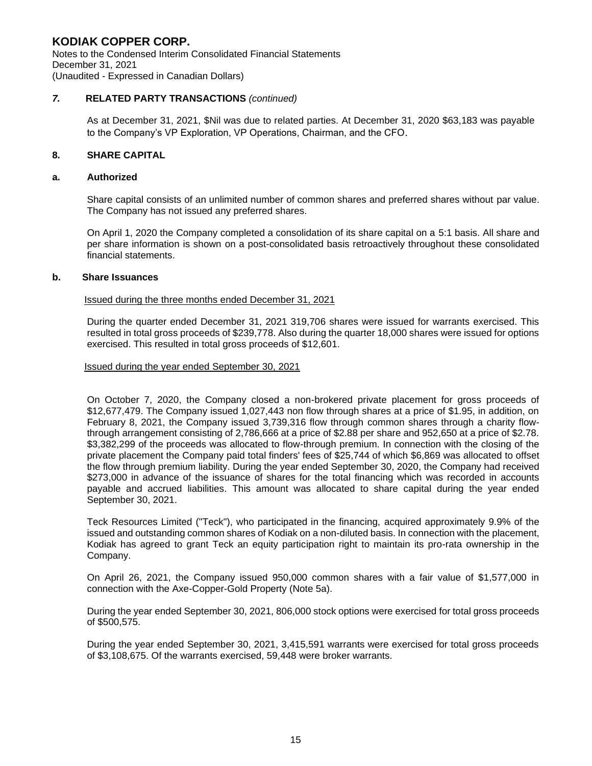# KODIAK COPPER CORP.

Notes to the Condensed Interim Consolidated Financial Statements
December 31, 2021
(Unaudited - Expressed in Canadian Dollars)

## *7.* RELATED PARTY TRANSACTIONS *(continued)*

As at December 31, 2021, $Nil was due to related parties. At December 31, 2020 $63,183 was payable to the Company's VP Exploration, VP Operations, Chairman, and the CFO.

## 8. SHARE CAPITAL

### a. Authorized

Share capital consists of an unlimited number of common shares and preferred shares without par value. The Company has not issued any preferred shares.

On April 1, 2020 the Company completed a consolidation of its share capital on a 5:1 basis. All share and per share information is shown on a post-consolidated basis retroactively throughout these consolidated financial statements.

### b. Share Issuances

Issued during the three months ended December 31, 2021

During the quarter ended December 31, 2021 319,706 shares were issued for warrants exercised. This resulted in total gross proceeds of $239,778. Also during the quarter 18,000 shares were issued for options exercised. This resulted in total gross proceeds of $12,601.

Issued during the year ended September 30, 2021

On October 7, 2020, the Company closed a non-brokered private placement for gross proceeds of $12,677,479. The Company issued 1,027,443 non flow through shares at a price of $1.95, in addition, on February 8, 2021, the Company issued 3,739,316 flow through common shares through a charity flow-through arrangement consisting of 2,786,666 at a price of $2.88 per share and 952,650 at a price of $2.78. $3,382,299 of the proceeds was allocated to flow-through premium. In connection with the closing of the private placement the Company paid total finders' fees of $25,744 of which $6,869 was allocated to offset the flow through premium liability. During the year ended September 30, 2020, the Company had received $273,000 in advance of the issuance of shares for the total financing which was recorded in accounts payable and accrued liabilities. This amount was allocated to share capital during the year ended September 30, 2021.

Teck Resources Limited ("Teck"), who participated in the financing, acquired approximately 9.9% of the issued and outstanding common shares of Kodiak on a non-diluted basis. In connection with the placement, Kodiak has agreed to grant Teck an equity participation right to maintain its pro-rata ownership in the Company.

On April 26, 2021, the Company issued 950,000 common shares with a fair value of $1,577,000 in connection with the Axe-Copper-Gold Property (Note 5a).

During the year ended September 30, 2021, 806,000 stock options were exercised for total gross proceeds of $500,575.

During the year ended September 30, 2021, 3,415,591 warrants were exercised for total gross proceeds of $3,108,675. Of the warrants exercised, 59,448 were broker warrants.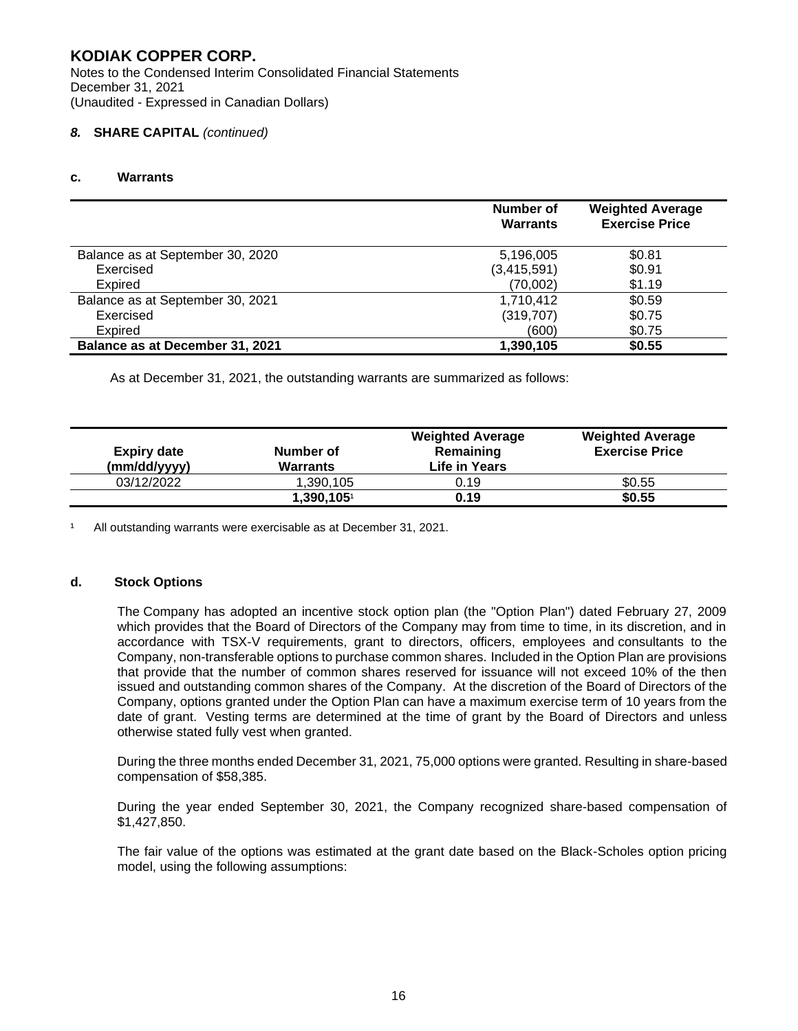# KODIAK COPPER CORP.

Notes to the Condensed Interim Consolidated Financial Statements
December 31, 2021
(Unaudited - Expressed in Canadian Dollars)

## *8.* SHARE CAPITAL *(continued)*

### c. Warrants

| | Number of Warrants | Weighted Average Exercise Price |
|---|---|---|
| Balance as at September 30, 2020 | 5,196,005 | $0.81 |
| Exercised | (3,415,591) | $0.91 |
| Expired | (70,002) | $1.19 |
| Balance as at September 30, 2021 | 1,710,412 | $0.59 |
| Exercised | (319,707) | $0.75 |
| Expired | (600) | $0.75 |
| **Balance as at December 31, 2021** | **1,390,105** | **$0.55** |

As at December 31, 2021, the outstanding warrants are summarized as follows:

| Expiry date (mm/dd/yyyy) | Number of Warrants | Weighted Average Remaining Life in Years | Weighted Average Exercise Price |
|---|---|---|---|
| 03/12/2022 | 1,390,105 | 0.19 | $0.55 |
| | **1,390,105**[1] | **0.19** | **$0.55** |

[1] All outstanding warrants were exercisable as at December 31, 2021.

### d. Stock Options

The Company has adopted an incentive stock option plan (the "Option Plan") dated February 27, 2009 which provides that the Board of Directors of the Company may from time to time, in its discretion, and in accordance with TSX-V requirements, grant to directors, officers, employees and consultants to the Company, non-transferable options to purchase common shares. Included in the Option Plan are provisions that provide that the number of common shares reserved for issuance will not exceed 10% of the then issued and outstanding common shares of the Company. At the discretion of the Board of Directors of the Company, options granted under the Option Plan can have a maximum exercise term of 10 years from the date of grant. Vesting terms are determined at the time of grant by the Board of Directors and unless otherwise stated fully vest when granted.

During the three months ended December 31, 2021, 75,000 options were granted. Resulting in share-based compensation of $58,385.

During the year ended September 30, 2021, the Company recognized share-based compensation of $1,427,850.

The fair value of the options was estimated at the grant date based on the Black-Scholes option pricing model, using the following assumptions: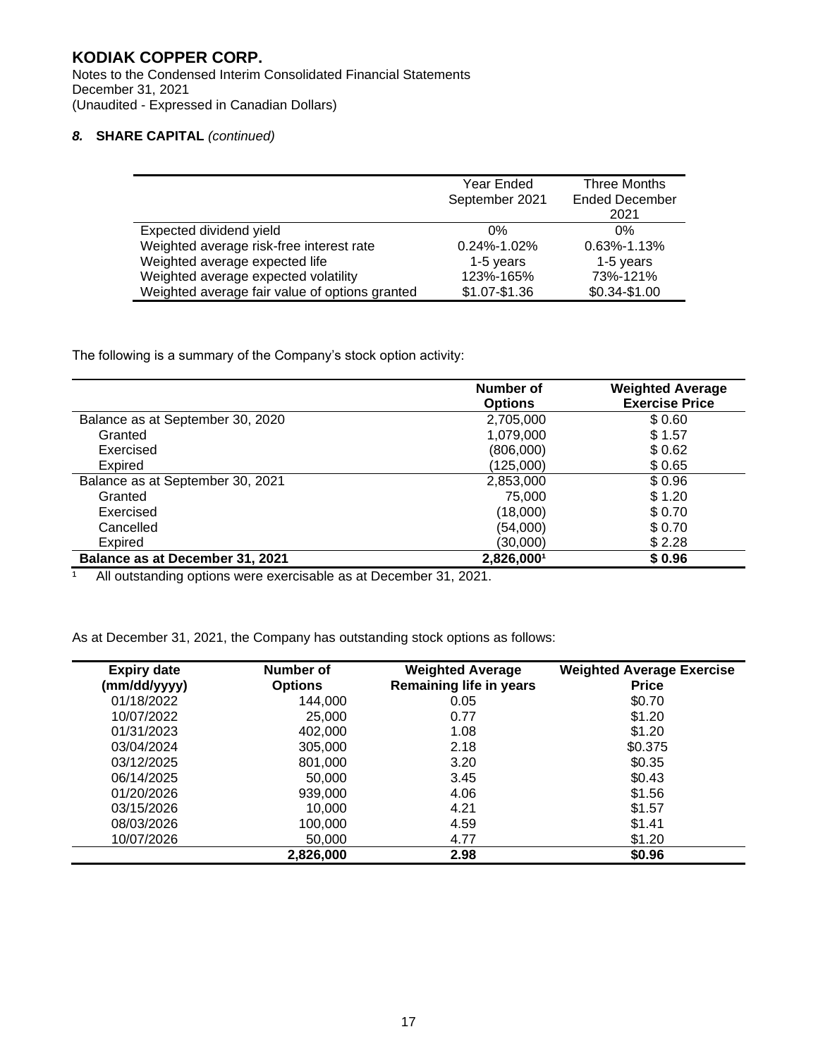## 8. SHARE CAPITAL *(continued)*

| | Year Ended September 2021 | Three Months Ended December 2021 |
|---|---|---|
| Expected dividend yield | 0% | 0% |
| Weighted average risk-free interest rate | 0.24%-1.02% | 0.63%-1.13% |
| Weighted average expected life | 1-5 years | 1-5 years |
| Weighted average expected volatility | 123%-165% | 73%-121% |
| Weighted average fair value of options granted | $1.07-$1.36 | $0.34-$1.00 |

The following is a summary of the Company's stock option activity:

| | Number of Options | Weighted Average Exercise Price |
|---|---|---|
| Balance as at September 30, 2020 | 2,705,000 | $ 0.60 |
| Granted | 1,079,000 | $ 1.57 |
| Exercised | (806,000) | $ 0.62 |
| Expired | (125,000) | $ 0.65 |
| Balance as at September 30, 2021 | 2,853,000 | $ 0.96 |
| Granted | 75,000 | $ 1.20 |
| Exercised | (18,000) | $ 0.70 |
| Cancelled | (54,000) | $ 0.70 |
| Expired | (30,000) | $ 2.28 |
| **Balance as at December 31, 2021** | **2,826,000[1]** | **$ 0.96** |

[1] All outstanding options were exercisable as at December 31, 2021.

As at December 31, 2021, the Company has outstanding stock options as follows:

| Expiry date (mm/dd/yyyy) | Number of Options | Weighted Average Remaining life in years | Weighted Average Exercise Price |
|---|---|---|---|
| 01/18/2022 | 144,000 | 0.05 | $0.70 |
| 10/07/2022 | 25,000 | 0.77 | $1.20 |
| 01/31/2023 | 402,000 | 1.08 | $1.20 |
| 03/04/2024 | 305,000 | 2.18 | $0.375 |
| 03/12/2025 | 801,000 | 3.20 | $0.35 |
| 06/14/2025 | 50,000 | 3.45 | $0.43 |
| 01/20/2026 | 939,000 | 4.06 | $1.56 |
| 03/15/2026 | 10,000 | 4.21 | $1.57 |
| 08/03/2026 | 100,000 | 4.59 | $1.41 |
| 10/07/2026 | 50,000 | 4.77 | $1.20 |
| | **2,826,000** | **2.98** | **$0.96** |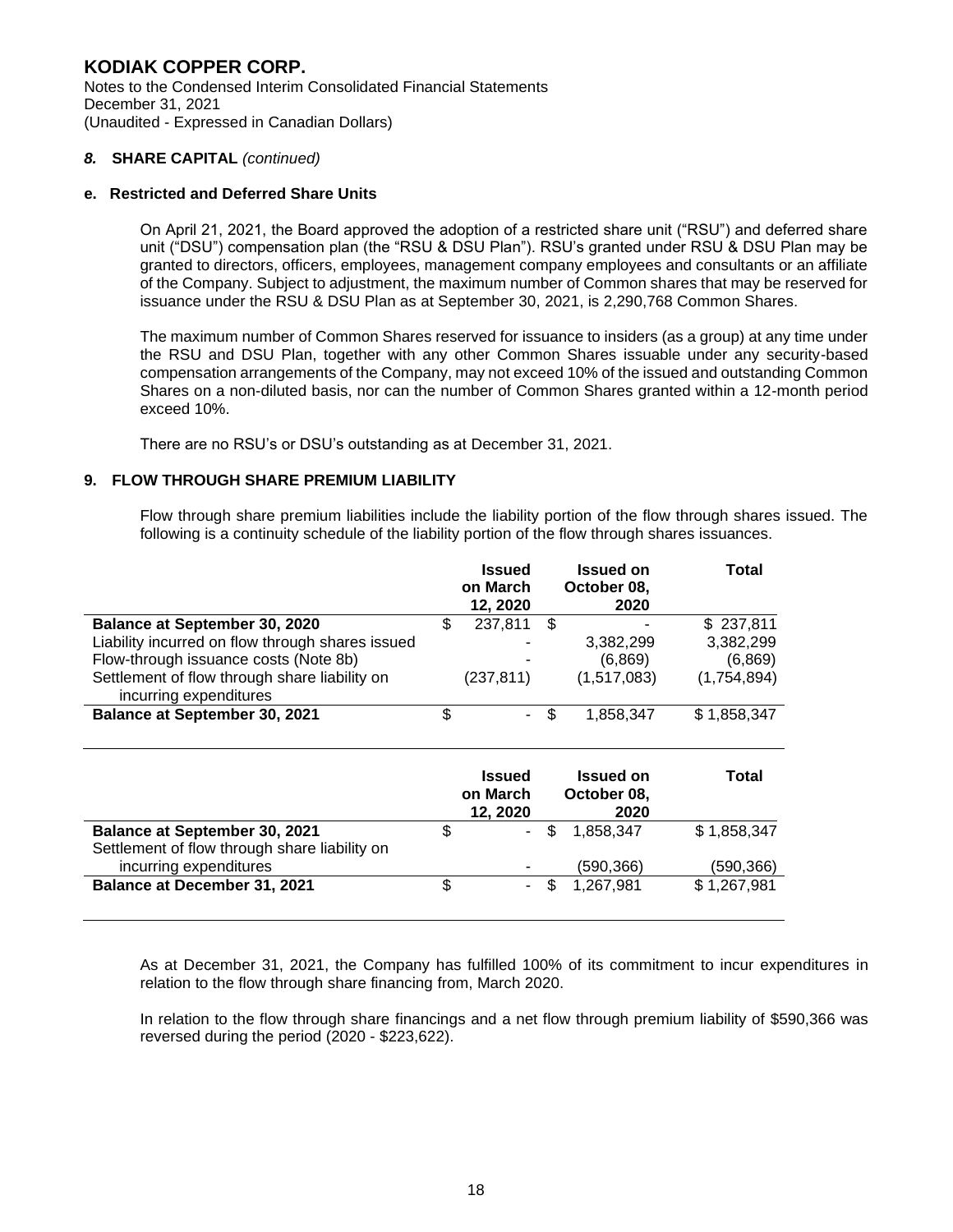# KODIAK COPPER CORP.

Notes to the Condensed Interim Consolidated Financial Statements
December 31, 2021
(Unaudited - Expressed in Canadian Dollars)

## *8.* SHARE CAPITAL *(continued)*

### e. Restricted and Deferred Share Units

On April 21, 2021, the Board approved the adoption of a restricted share unit ("RSU") and deferred share unit ("DSU") compensation plan (the "RSU & DSU Plan"). RSU's granted under RSU & DSU Plan may be granted to directors, officers, employees, management company employees and consultants or an affiliate of the Company. Subject to adjustment, the maximum number of Common shares that may be reserved for issuance under the RSU & DSU Plan as at September 30, 2021, is 2,290,768 Common Shares.

The maximum number of Common Shares reserved for issuance to insiders (as a group) at any time under the RSU and DSU Plan, together with any other Common Shares issuable under any security-based compensation arrangements of the Company, may not exceed 10% of the issued and outstanding Common Shares on a non-diluted basis, nor can the number of Common Shares granted within a 12-month period exceed 10%.

There are no RSU's or DSU's outstanding as at December 31, 2021.

## 9. FLOW THROUGH SHARE PREMIUM LIABILITY

Flow through share premium liabilities include the liability portion of the flow through shares issued. The following is a continuity schedule of the liability portion of the flow through shares issuances.

| | Issued on March 12, 2020 | Issued on October 08, 2020 | Total |
|---|---|---|---|
| **Balance at September 30, 2020** | $ 237,811 | $ - | $ 237,811 |
| Liability incurred on flow through shares issued | - | 3,382,299 | 3,382,299 |
| Flow-through issuance costs (Note 8b) | - | (6,869) | (6,869) |
| Settlement of flow through share liability on incurring expenditures | (237,811) | (1,517,083) | (1,754,894) |
| **Balance at September 30, 2021** | $ - | $ 1,858,347 | $ 1,858,347 |

| | Issued on March 12, 2020 | Issued on October 08, 2020 | Total |
|---|---|---|---|
| **Balance at September 30, 2021** | $ - | $ 1,858,347 | $ 1,858,347 |
| Settlement of flow through share liability on incurring expenditures | - | (590,366) | (590,366) |
| **Balance at December 31, 2021** | $ - | $ 1,267,981 | $ 1,267,981 |

As at December 31, 2021, the Company has fulfilled 100% of its commitment to incur expenditures in relation to the flow through share financing from, March 2020.

In relation to the flow through share financings and a net flow through premium liability of $590,366 was reversed during the period (2020 - $223,622).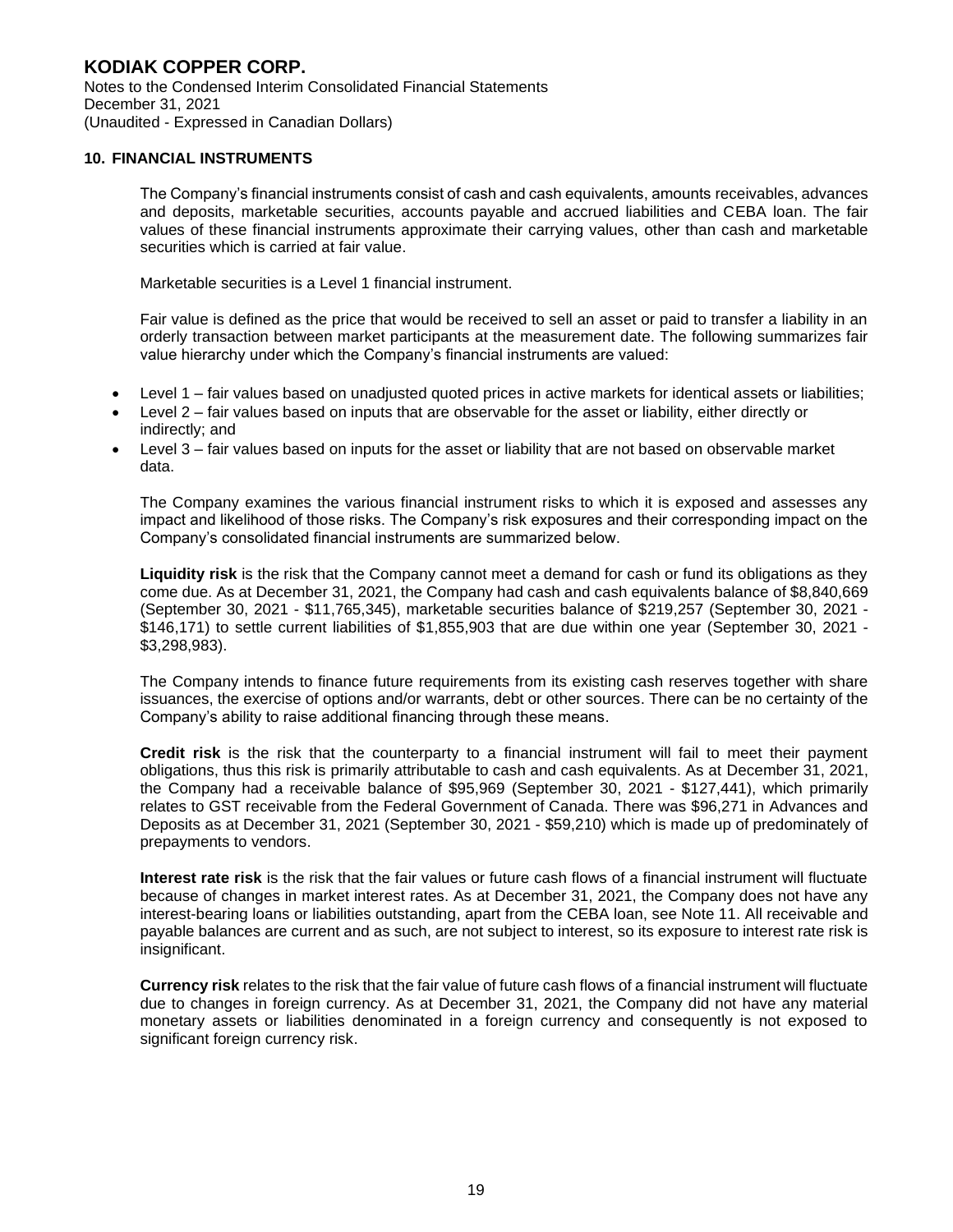## 10. FINANCIAL INSTRUMENTS

The Company's financial instruments consist of cash and cash equivalents, amounts receivables, advances and deposits, marketable securities, accounts payable and accrued liabilities and CEBA loan. The fair values of these financial instruments approximate their carrying values, other than cash and marketable securities which is carried at fair value.

Marketable securities is a Level 1 financial instrument.

Fair value is defined as the price that would be received to sell an asset or paid to transfer a liability in an orderly transaction between market participants at the measurement date. The following summarizes fair value hierarchy under which the Company's financial instruments are valued:

- Level 1 – fair values based on unadjusted quoted prices in active markets for identical assets or liabilities;
- Level 2 – fair values based on inputs that are observable for the asset or liability, either directly or indirectly; and
- Level 3 – fair values based on inputs for the asset or liability that are not based on observable market data.

The Company examines the various financial instrument risks to which it is exposed and assesses any impact and likelihood of those risks. The Company's risk exposures and their corresponding impact on the Company's consolidated financial instruments are summarized below.

**Liquidity risk** is the risk that the Company cannot meet a demand for cash or fund its obligations as they come due. As at December 31, 2021, the Company had cash and cash equivalents balance of $8,840,669 (September 30, 2021 - $11,765,345), marketable securities balance of $219,257 (September 30, 2021 - $146,171) to settle current liabilities of $1,855,903 that are due within one year (September 30, 2021 - $3,298,983).

The Company intends to finance future requirements from its existing cash reserves together with share issuances, the exercise of options and/or warrants, debt or other sources. There can be no certainty of the Company's ability to raise additional financing through these means.

**Credit risk** is the risk that the counterparty to a financial instrument will fail to meet their payment obligations, thus this risk is primarily attributable to cash and cash equivalents. As at December 31, 2021, the Company had a receivable balance of $95,969 (September 30, 2021 - $127,441), which primarily relates to GST receivable from the Federal Government of Canada. There was $96,271 in Advances and Deposits as at December 31, 2021 (September 30, 2021 - $59,210) which is made up of predominately of prepayments to vendors.

**Interest rate risk** is the risk that the fair values or future cash flows of a financial instrument will fluctuate because of changes in market interest rates. As at December 31, 2021, the Company does not have any interest-bearing loans or liabilities outstanding, apart from the CEBA loan, see Note 11. All receivable and payable balances are current and as such, are not subject to interest, so its exposure to interest rate risk is insignificant.

**Currency risk** relates to the risk that the fair value of future cash flows of a financial instrument will fluctuate due to changes in foreign currency. As at December 31, 2021, the Company did not have any material monetary assets or liabilities denominated in a foreign currency and consequently is not exposed to significant foreign currency risk.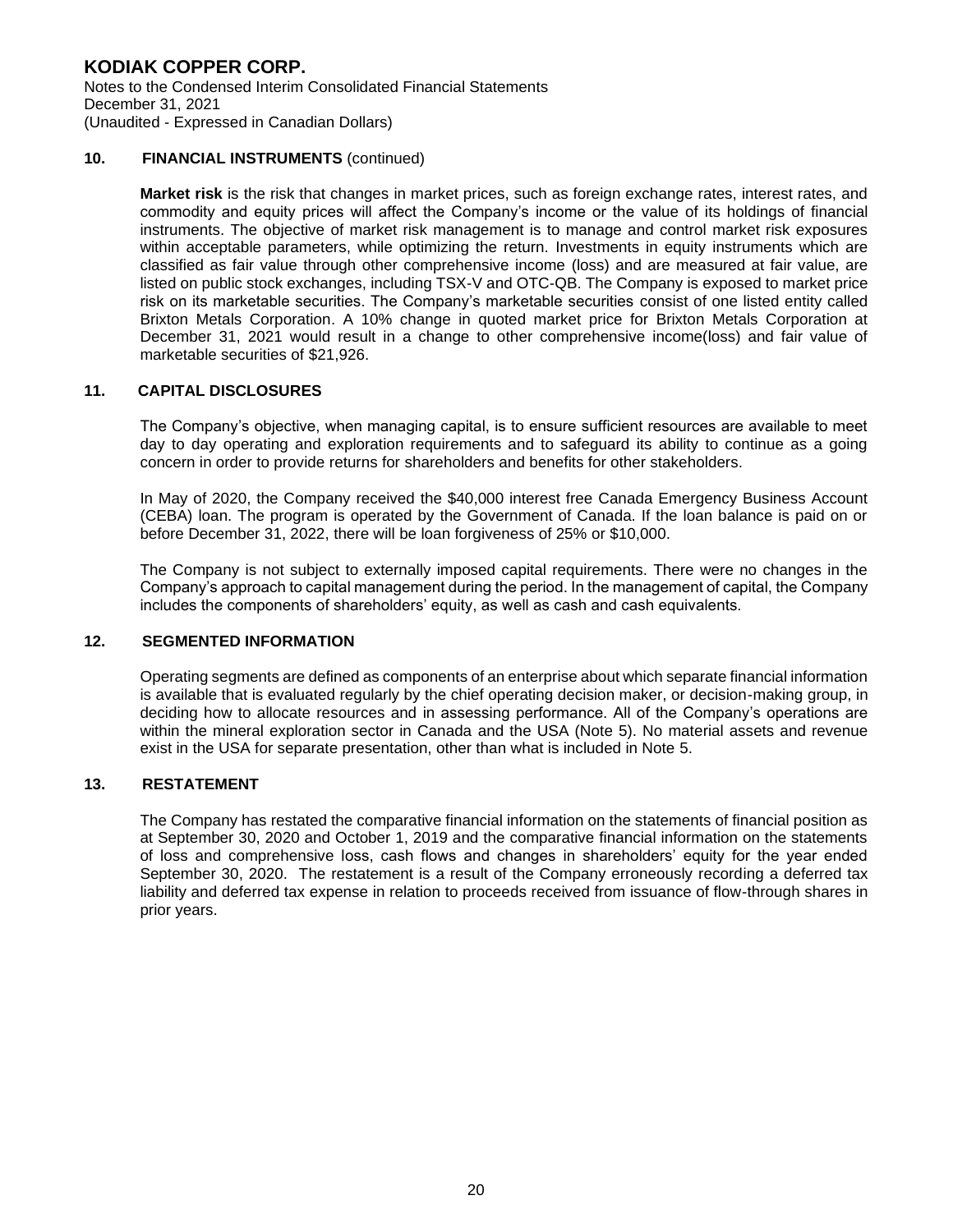## 10. FINANCIAL INSTRUMENTS (continued)

**Market risk** is the risk that changes in market prices, such as foreign exchange rates, interest rates, and commodity and equity prices will affect the Company's income or the value of its holdings of financial instruments. The objective of market risk management is to manage and control market risk exposures within acceptable parameters, while optimizing the return. Investments in equity instruments which are classified as fair value through other comprehensive income (loss) and are measured at fair value, are listed on public stock exchanges, including TSX-V and OTC-QB. The Company is exposed to market price risk on its marketable securities. The Company's marketable securities consist of one listed entity called Brixton Metals Corporation. A 10% change in quoted market price for Brixton Metals Corporation at December 31, 2021 would result in a change to other comprehensive income(loss) and fair value of marketable securities of $21,926.

## 11. CAPITAL DISCLOSURES

The Company's objective, when managing capital, is to ensure sufficient resources are available to meet day to day operating and exploration requirements and to safeguard its ability to continue as a going concern in order to provide returns for shareholders and benefits for other stakeholders.

In May of 2020, the Company received the $40,000 interest free Canada Emergency Business Account (CEBA) loan. The program is operated by the Government of Canada. If the loan balance is paid on or before December 31, 2022, there will be loan forgiveness of 25% or $10,000.

The Company is not subject to externally imposed capital requirements. There were no changes in the Company's approach to capital management during the period. In the management of capital, the Company includes the components of shareholders' equity, as well as cash and cash equivalents.

## 12. SEGMENTED INFORMATION

Operating segments are defined as components of an enterprise about which separate financial information is available that is evaluated regularly by the chief operating decision maker, or decision-making group, in deciding how to allocate resources and in assessing performance. All of the Company's operations are within the mineral exploration sector in Canada and the USA (Note 5). No material assets and revenue exist in the USA for separate presentation, other than what is included in Note 5.

## 13. RESTATEMENT

The Company has restated the comparative financial information on the statements of financial position as at September 30, 2020 and October 1, 2019 and the comparative financial information on the statements of loss and comprehensive loss, cash flows and changes in shareholders' equity for the year ended September 30, 2020. The restatement is a result of the Company erroneously recording a deferred tax liability and deferred tax expense in relation to proceeds received from issuance of flow-through shares in prior years.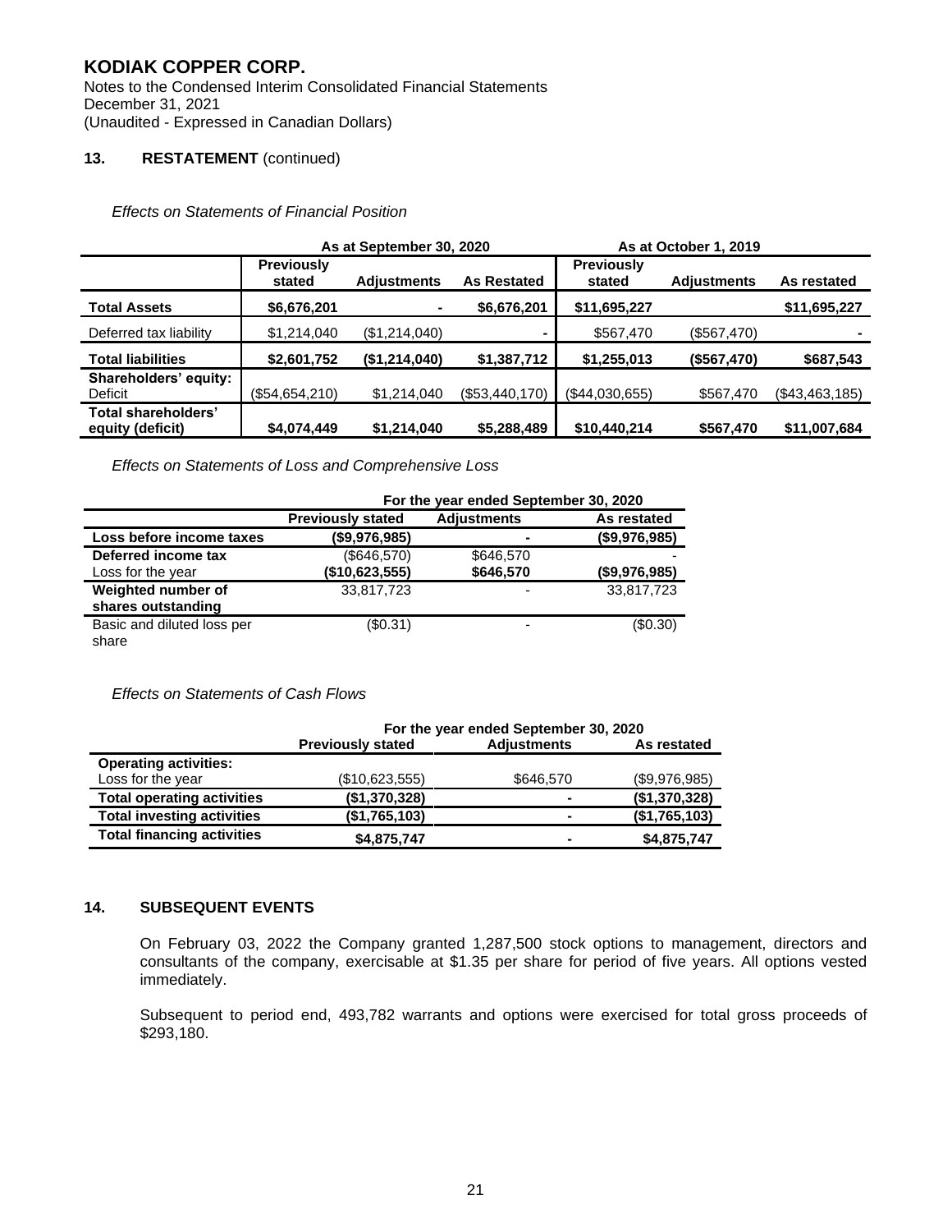# KODIAK COPPER CORP.

Notes to the Condensed Interim Consolidated Financial Statements
December 31, 2021
(Unaudited - Expressed in Canadian Dollars)

## 13. RESTATEMENT (continued)

*Effects on Statements of Financial Position*

| | As at September 30, 2020 | | | As at October 1, 2019 | | |
|---|---|---|---|---|---|---|
| | **Previously stated** | **Adjustments** | **As Restated** | **Previously stated** | **Adjustments** | **As restated** |
| **Total Assets** | **$6,676,201** | **-** | **$6,676,201** | **$11,695,227** | | **$11,695,227** |
| Deferred tax liability | $1,214,040 | ($1,214,040) | - | $567,470 | ($567,470) | - |
| **Total liabilities** | **$2,601,752** | **($1,214,040)** | **$1,387,712** | **$1,255,013** | **($567,470)** | **$687,543** |
| **Shareholders' equity:** Deficit | ($54,654,210) | $1,214,040 | ($53,440,170) | ($44,030,655) | $567,470 | ($43,463,185) |
| **Total shareholders' equity (deficit)** | **$4,074,449** | **$1,214,040** | **$5,288,489** | **$10,440,214** | **$567,470** | **$11,007,684** |

*Effects on Statements of Loss and Comprehensive Loss*

| | For the year ended September 30, 2020 | | |
|---|---|---|---|
| | **Previously stated** | **Adjustments** | **As restated** |
| **Loss before income taxes** | **($9,976,985)** | **-** | **($9,976,985)** |
| **Deferred income tax** | ($646,570) | $646,570 | - |
| Loss for the year | **($10,623,555)** | **$646,570** | **($9,976,985)** |
| **Weighted number of shares outstanding** | 33,817,723 | - | 33,817,723 |
| Basic and diluted loss per share | ($0.31) | - | ($0.30) |

*Effects on Statements of Cash Flows*

| | For the year ended September 30, 2020 | | |
|---|---|---|---|
| | **Previously stated** | **Adjustments** | **As restated** |
| **Operating activities:** | | | |
| Loss for the year | ($10,623,555) | $646,570 | ($9,976,985) |
| **Total operating activities** | **($1,370,328)** | **-** | **($1,370,328)** |
| **Total investing activities** | **($1,765,103)** | **-** | **($1,765,103)** |
| **Total financing activities** | **$4,875,747** | **-** | **$4,875,747** |

## 14. SUBSEQUENT EVENTS

On February 03, 2022 the Company granted 1,287,500 stock options to management, directors and consultants of the company, exercisable at $1.35 per share for period of five years. All options vested immediately.

Subsequent to period end, 493,782 warrants and options were exercised for total gross proceeds of $293,180.